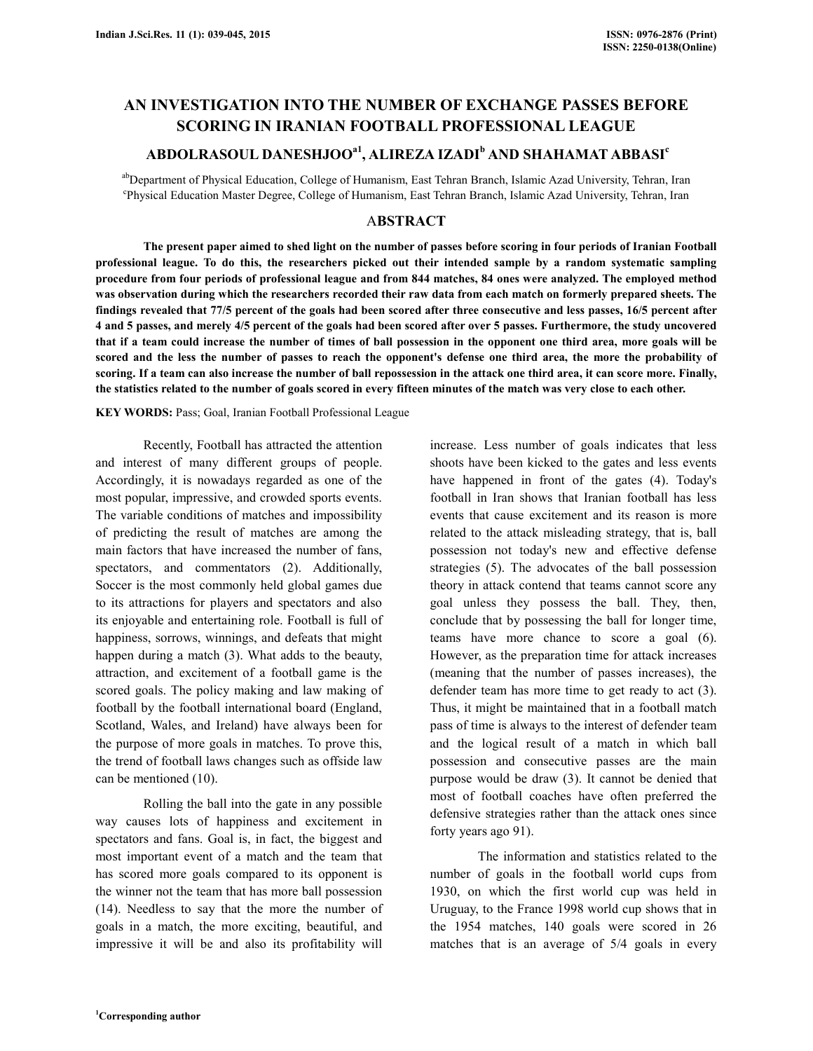# AN INVESTIGATION INTO THE NUMBER OF EXCHANGE PASSES BEFORE SCORING IN IRANIAN FOOTBALL PROFESSIONAL LEAGUE

## ABDOLRASOUL DANESHJOO[a1], ALIREZA IZADI[b] AND SHAHAMAT ABBASI[c]

[ab]Department of Physical Education, College of Humanism, East Tehran Branch, Islamic Azad University, Tehran, Iran
[c]Physical Education Master Degree, College of Humanism, East Tehran Branch, Islamic Azad University, Tehran, Iran

## ABSTRACT

**The present paper aimed to shed light on the number of passes before scoring in four periods of Iranian Football professional league. To do this, the researchers picked out their intended sample by a random systematic sampling procedure from four periods of professional league and from 844 matches, 84 ones were analyzed. The employed method was observation during which the researchers recorded their raw data from each match on formerly prepared sheets. The findings revealed that 77/5 percent of the goals had been scored after three consecutive and less passes, 16/5 percent after 4 and 5 passes, and merely 4/5 percent of the goals had been scored after over 5 passes. Furthermore, the study uncovered that if a team could increase the number of times of ball possession in the opponent one third area, more goals will be scored and the less the number of passes to reach the opponent's defense one third area, the more the probability of scoring. If a team can also increase the number of ball repossession in the attack one third area, it can score more. Finally, the statistics related to the number of goals scored in every fifteen minutes of the match was very close to each other.**

**KEY WORDS:** Pass; Goal, Iranian Football Professional League

Recently, Football has attracted the attention and interest of many different groups of people. Accordingly, it is nowadays regarded as one of the most popular, impressive, and crowded sports events. The variable conditions of matches and impossibility of predicting the result of matches are among the main factors that have increased the number of fans, spectators, and commentators (2). Additionally, Soccer is the most commonly held global games due to its attractions for players and spectators and also its enjoyable and entertaining role. Football is full of happiness, sorrows, winnings, and defeats that might happen during a match (3). What adds to the beauty, attraction, and excitement of a football game is the scored goals. The policy making and law making of football by the football international board (England, Scotland, Wales, and Ireland) have always been for the purpose of more goals in matches. To prove this, the trend of football laws changes such as offside law can be mentioned (10).

Rolling the ball into the gate in any possible way causes lots of happiness and excitement in spectators and fans. Goal is, in fact, the biggest and most important event of a match and the team that has scored more goals compared to its opponent is the winner not the team that has more ball possession (14). Needless to say that the more the number of goals in a match, the more exciting, beautiful, and impressive it will be and also its profitability will increase. Less number of goals indicates that less shoots have been kicked to the gates and less events have happened in front of the gates (4). Today's football in Iran shows that Iranian football has less events that cause excitement and its reason is more related to the attack misleading strategy, that is, ball possession not today's new and effective defense strategies (5). The advocates of the ball possession theory in attack contend that teams cannot score any goal unless they possess the ball. They, then, conclude that by possessing the ball for longer time, teams have more chance to score a goal (6). However, as the preparation time for attack increases (meaning that the number of passes increases), the defender team has more time to get ready to act (3). Thus, it might be maintained that in a football match pass of time is always to the interest of defender team and the logical result of a match in which ball possession and consecutive passes are the main purpose would be draw (3). It cannot be denied that most of football coaches have often preferred the defensive strategies rather than the attack ones since forty years ago 91).

The information and statistics related to the number of goals in the football world cups from 1930, on which the first world cup was held in Uruguay, to the France 1998 world cup shows that in the 1954 matches, 140 goals were scored in 26 matches that is an average of 5/4 goals in every

[1]Corresponding author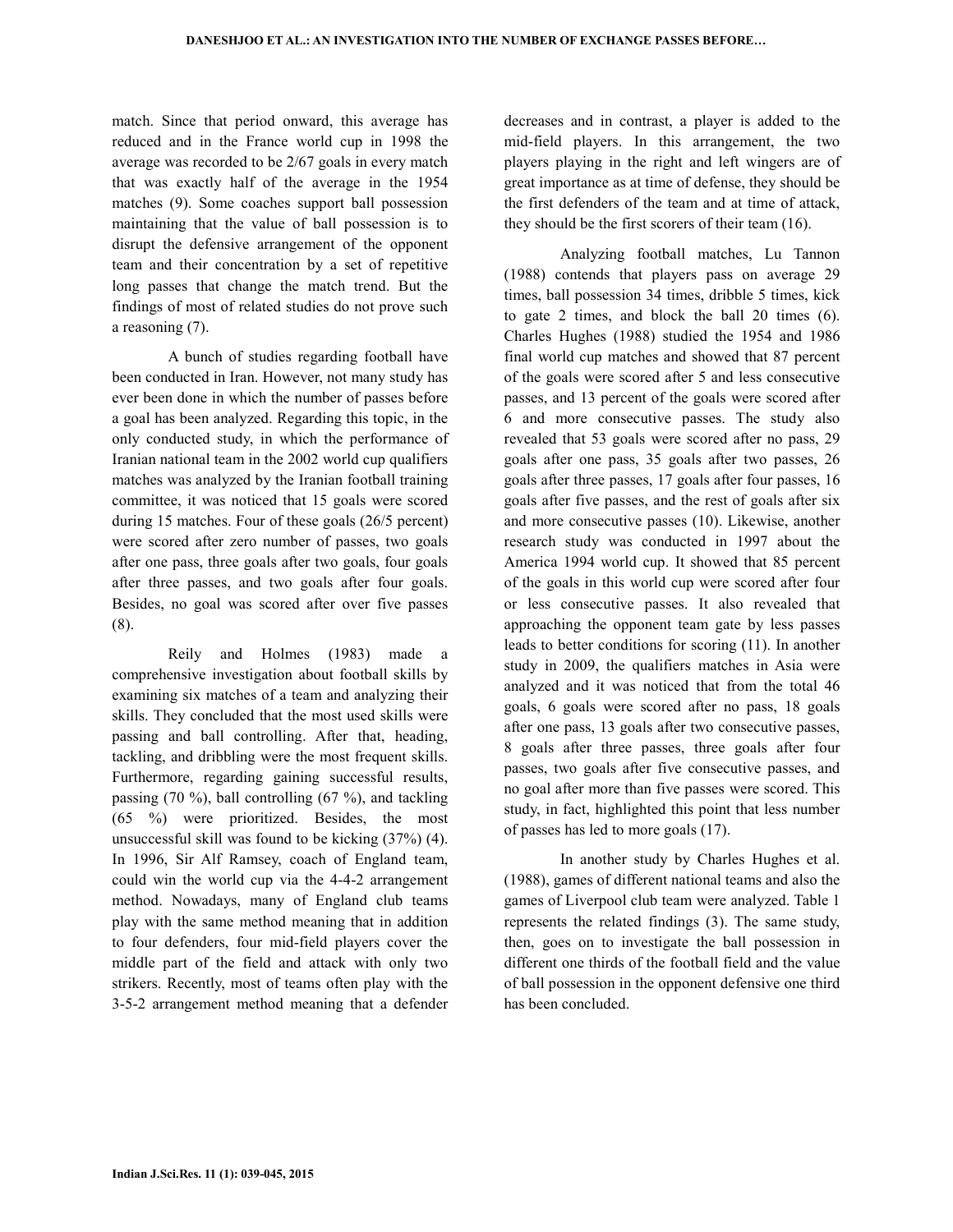match. Since that period onward, this average has reduced and in the France world cup in 1998 the average was recorded to be 2/67 goals in every match that was exactly half of the average in the 1954 matches (9). Some coaches support ball possession maintaining that the value of ball possession is to disrupt the defensive arrangement of the opponent team and their concentration by a set of repetitive long passes that change the match trend. But the findings of most of related studies do not prove such a reasoning (7).

A bunch of studies regarding football have been conducted in Iran. However, not many study has ever been done in which the number of passes before a goal has been analyzed. Regarding this topic, in the only conducted study, in which the performance of Iranian national team in the 2002 world cup qualifiers matches was analyzed by the Iranian football training committee, it was noticed that 15 goals were scored during 15 matches. Four of these goals (26/5 percent) were scored after zero number of passes, two goals after one pass, three goals after two goals, four goals after three passes, and two goals after four goals. Besides, no goal was scored after over five passes (8).

Reily and Holmes (1983) made a comprehensive investigation about football skills by examining six matches of a team and analyzing their skills. They concluded that the most used skills were passing and ball controlling. After that, heading, tackling, and dribbling were the most frequent skills. Furthermore, regarding gaining successful results, passing (70 %), ball controlling (67 %), and tackling (65 %) were prioritized. Besides, the most unsuccessful skill was found to be kicking (37%) (4). In 1996, Sir Alf Ramsey, coach of England team, could win the world cup via the 4-4-2 arrangement method. Nowadays, many of England club teams play with the same method meaning that in addition to four defenders, four mid-field players cover the middle part of the field and attack with only two strikers. Recently, most of teams often play with the 3-5-2 arrangement method meaning that a defender decreases and in contrast, a player is added to the mid-field players. In this arrangement, the two players playing in the right and left wingers are of great importance as at time of defense, they should be the first defenders of the team and at time of attack, they should be the first scorers of their team (16).

Analyzing football matches, Lu Tannon (1988) contends that players pass on average 29 times, ball possession 34 times, dribble 5 times, kick to gate 2 times, and block the ball 20 times (6). Charles Hughes (1988) studied the 1954 and 1986 final world cup matches and showed that 87 percent of the goals were scored after 5 and less consecutive passes, and 13 percent of the goals were scored after 6 and more consecutive passes. The study also revealed that 53 goals were scored after no pass, 29 goals after one pass, 35 goals after two passes, 26 goals after three passes, 17 goals after four passes, 16 goals after five passes, and the rest of goals after six and more consecutive passes (10). Likewise, another research study was conducted in 1997 about the America 1994 world cup. It showed that 85 percent of the goals in this world cup were scored after four or less consecutive passes. It also revealed that approaching the opponent team gate by less passes leads to better conditions for scoring (11). In another study in 2009, the qualifiers matches in Asia were analyzed and it was noticed that from the total 46 goals, 6 goals were scored after no pass, 18 goals after one pass, 13 goals after two consecutive passes, 8 goals after three passes, three goals after four passes, two goals after five consecutive passes, and no goal after more than five passes were scored. This study, in fact, highlighted this point that less number of passes has led to more goals (17).

In another study by Charles Hughes et al. (1988), games of different national teams and also the games of Liverpool club team were analyzed. Table 1 represents the related findings (3). The same study, then, goes on to investigate the ball possession in different one thirds of the football field and the value of ball possession in the opponent defensive one third has been concluded.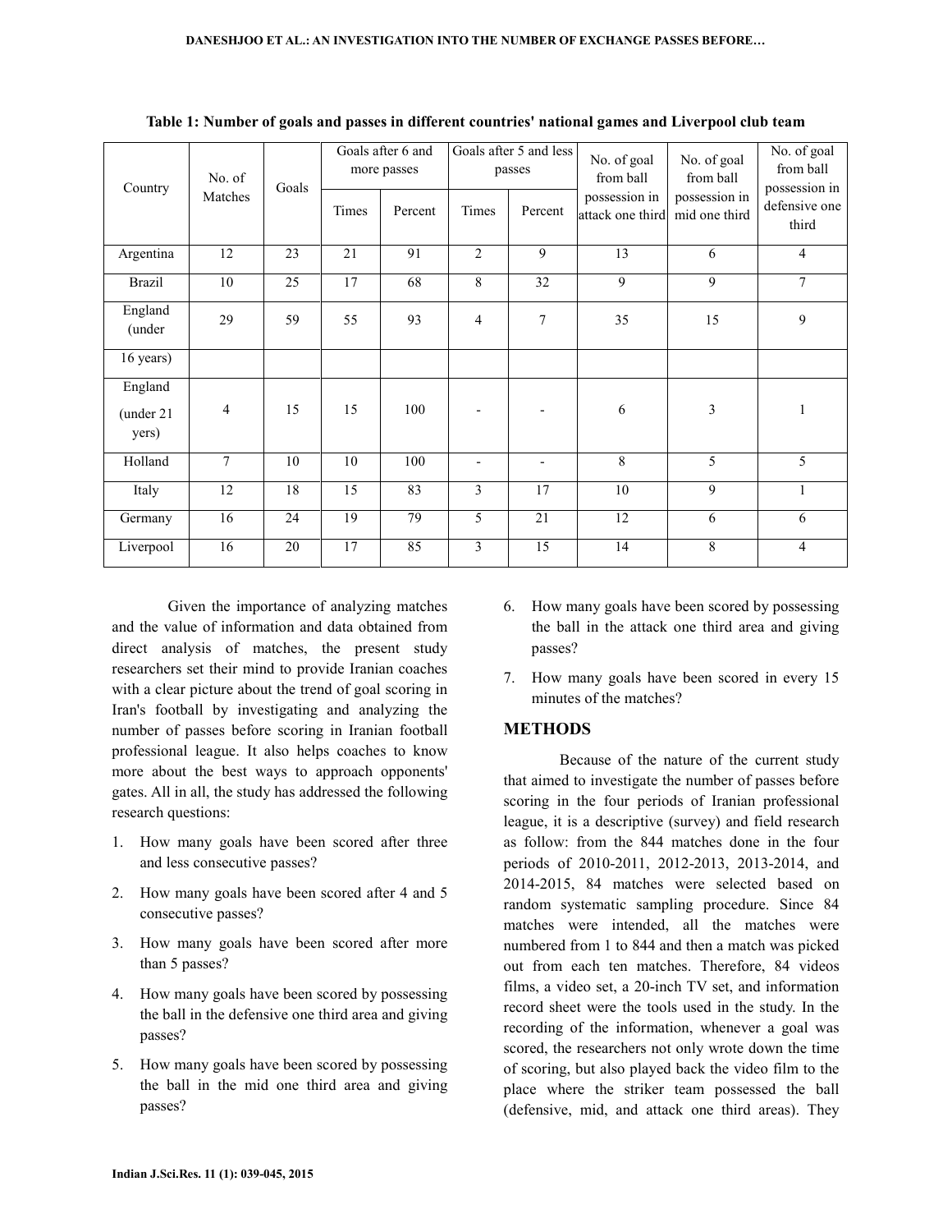**Table 1: Number of goals and passes in different countries' national games and Liverpool club team**

| Country | No. of Matches | Goals | Goals after 6 and more passes | | Goals after 5 and less passes | | No. of goal from ball possession in attack one third | No. of goal from ball possession in mid one third | No. of goal from ball possession in defensive one third |
|---|---|---|---|---|---|---|---|---|---|
| | | | Times | Percent | Times | Percent | | | |
| Argentina | 12 | 23 | 21 | 91 | 2 | 9 | 13 | 6 | 4 |
| Brazil | 10 | 25 | 17 | 68 | 8 | 32 | 9 | 9 | 7 |
| England (under 16 years) | 29 | 59 | 55 | 93 | 4 | 7 | 35 | 15 | 9 |
| England (under 21 yers) | 4 | 15 | 15 | 100 | - | - | 6 | 3 | 1 |
| Holland | 7 | 10 | 10 | 100 | - | - | 8 | 5 | 5 |
| Italy | 12 | 18 | 15 | 83 | 3 | 17 | 10 | 9 | 1 |
| Germany | 16 | 24 | 19 | 79 | 5 | 21 | 12 | 6 | 6 |
| Liverpool | 16 | 20 | 17 | 85 | 3 | 15 | 14 | 8 | 4 |

Given the importance of analyzing matches and the value of information and data obtained from direct analysis of matches, the present study researchers set their mind to provide Iranian coaches with a clear picture about the trend of goal scoring in Iran's football by investigating and analyzing the number of passes before scoring in Iranian football professional league. It also helps coaches to know more about the best ways to approach opponents' gates. All in all, the study has addressed the following research questions:

1. How many goals have been scored after three and less consecutive passes?
2. How many goals have been scored after 4 and 5 consecutive passes?
3. How many goals have been scored after more than 5 passes?
4. How many goals have been scored by possessing the ball in the defensive one third area and giving passes?
5. How many goals have been scored by possessing the ball in the mid one third area and giving passes?
6. How many goals have been scored by possessing the ball in the attack one third area and giving passes?
7. How many goals have been scored in every 15 minutes of the matches?

## METHODS

Because of the nature of the current study that aimed to investigate the number of passes before scoring in the four periods of Iranian professional league, it is a descriptive (survey) and field research as follow: from the 844 matches done in the four periods of 2010-2011, 2012-2013, 2013-2014, and 2014-2015, 84 matches were selected based on random systematic sampling procedure. Since 84 matches were intended, all the matches were numbered from 1 to 844 and then a match was picked out from each ten matches. Therefore, 84 videos films, a video set, a 20-inch TV set, and information record sheet were the tools used in the study. In the recording of the information, whenever a goal was scored, the researchers not only wrote down the time of scoring, but also played back the video film to the place where the striker team possessed the ball (defensive, mid, and attack one third areas). They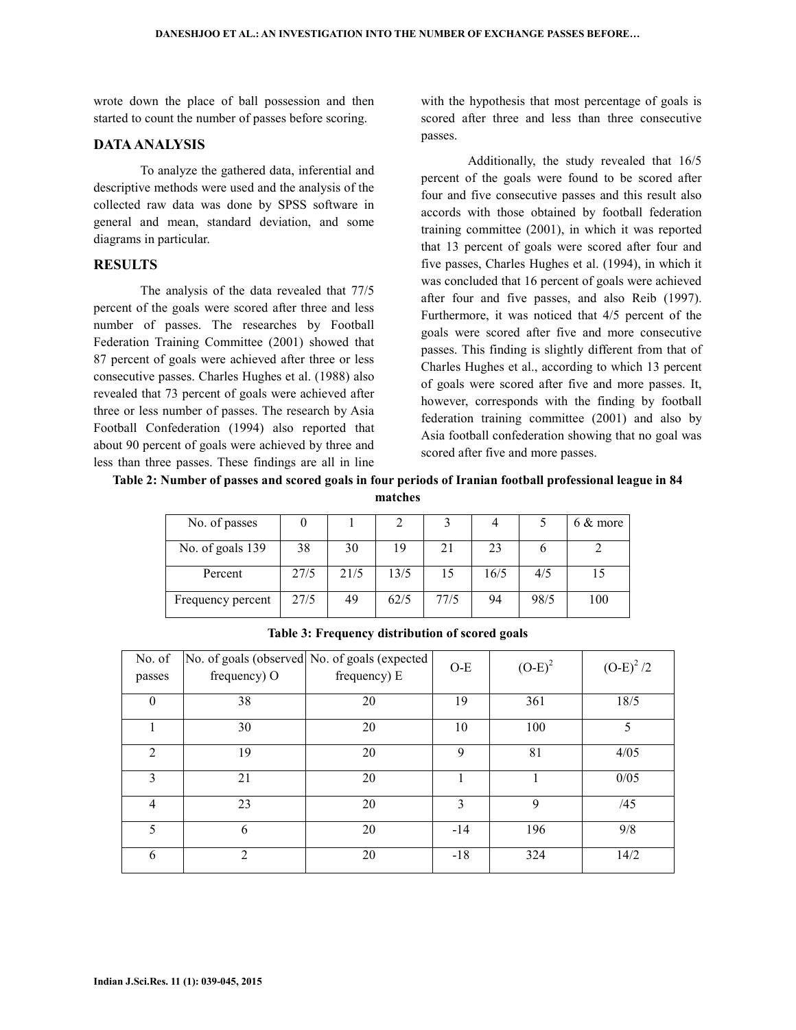wrote down the place of ball possession and then started to count the number of passes before scoring.

## DATA ANALYSIS

To analyze the gathered data, inferential and descriptive methods were used and the analysis of the collected raw data was done by SPSS software in general and mean, standard deviation, and some diagrams in particular.

## RESULTS

The analysis of the data revealed that 77/5 percent of the goals were scored after three and less number of passes. The researches by Football Federation Training Committee (2001) showed that 87 percent of goals were achieved after three or less consecutive passes. Charles Hughes et al. (1988) also revealed that 73 percent of goals were achieved after three or less number of passes. The research by Asia Football Confederation (1994) also reported that about 90 percent of goals were achieved by three and less than three passes. These findings are all in line with the hypothesis that most percentage of goals is scored after three and less than three consecutive passes.

Additionally, the study revealed that 16/5 percent of the goals were found to be scored after four and five consecutive passes and this result also accords with those obtained by football federation training committee (2001), in which it was reported that 13 percent of goals were scored after four and five passes, Charles Hughes et al. (1994), in which it was concluded that 16 percent of goals were achieved after four and five passes, and also Reib (1997). Furthermore, it was noticed that 4/5 percent of the goals were scored after five and more consecutive passes. This finding is slightly different from that of Charles Hughes et al., according to which 13 percent of goals were scored after five and more passes. It, however, corresponds with the finding by football federation training committee (2001) and also by Asia football confederation showing that no goal was scored after five and more passes.

**Table 2: Number of passes and scored goals in four periods of Iranian football professional league in 84 matches**

| No. of passes | 0 | 1 | 2 | 3 | 4 | 5 | 6 & more |
|---|---|---|---|---|---|---|---|
| No. of goals 139 | 38 | 30 | 19 | 21 | 23 | 6 | 2 |
| Percent | 27/5 | 21/5 | 13/5 | 15 | 16/5 | 4/5 | 15 |
| Frequency percent | 27/5 | 49 | 62/5 | 77/5 | 94 | 98/5 | 100 |

**Table 3: Frequency distribution of scored goals**

| No. of passes | No. of goals (observed frequency) O | No. of goals (expected frequency) E | O-E | $(O-E)^2$ | $(O-E)^2/2$ |
|---|---|---|---|---|---|
| 0 | 38 | 20 | 19 | 361 | 18/5 |
| 1 | 30 | 20 | 10 | 100 | 5 |
| 2 | 19 | 20 | 9 | 81 | 4/05 |
| 3 | 21 | 20 | 1 | 1 | 0/05 |
| 4 | 23 | 20 | 3 | 9 | /45 |
| 5 | 6 | 20 | -14 | 196 | 9/8 |
| 6 | 2 | 20 | -18 | 324 | 14/2 |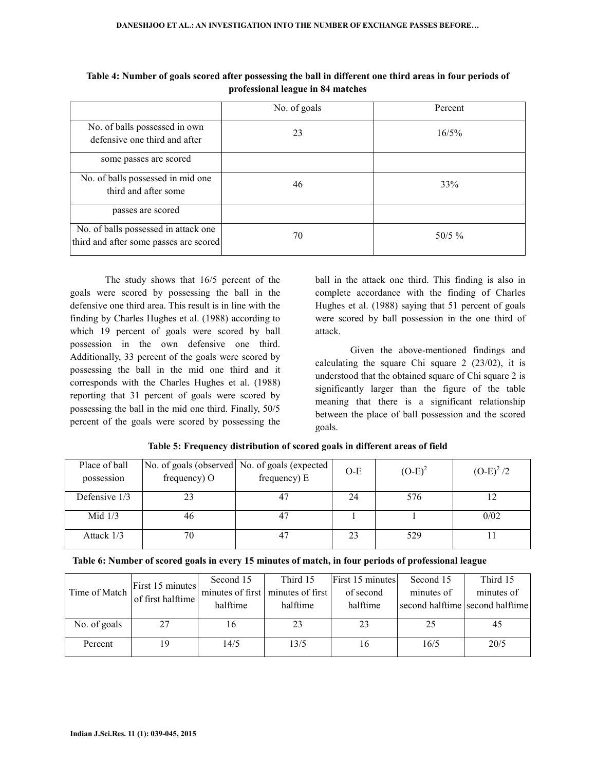**Table 4: Number of goals scored after possessing the ball in different one third areas in four periods of professional league in 84 matches**

| | No. of goals | Percent |
|---|---|---|
| No. of balls possessed in own defensive one third and after | 23 | 16/5% |
| some passes are scored | | |
| No. of balls possessed in mid one third and after some | 46 | 33% |
| passes are scored | | |
| No. of balls possessed in attack one third and after some passes are scored | 70 | 50/5 % |

The study shows that 16/5 percent of the goals were scored by possessing the ball in the defensive one third area. This result is in line with the finding by Charles Hughes et al. (1988) according to which 19 percent of goals were scored by ball possession in the own defensive one third. Additionally, 33 percent of the goals were scored by possessing the ball in the mid one third and it corresponds with the Charles Hughes et al. (1988) reporting that 31 percent of goals were scored by possessing the ball in the mid one third. Finally, 50/5 percent of the goals were scored by possessing the ball in the attack one third. This finding is also in complete accordance with the finding of Charles Hughes et al. (1988) saying that 51 percent of goals were scored by ball possession in the one third of attack.

Given the above-mentioned findings and calculating the square Chi square 2 (23/02), it is understood that the obtained square of Chi square 2 is significantly larger than the figure of the table meaning that there is a significant relationship between the place of ball possession and the scored goals.

**Table 5: Frequency distribution of scored goals in different areas of field**

| Place of ball possession | No. of goals (observed frequency) O | No. of goals (expected frequency) E | O-E | $(O-E)^2$ | $(O-E)^2/2$ |
|---|---|---|---|---|---|
| Defensive 1/3 | 23 | 47 | 24 | 576 | 12 |
| Mid 1/3 | 46 | 47 | 1 | 1 | 0/02 |
| Attack 1/3 | 70 | 47 | 23 | 529 | 11 |

**Table 6: Number of scored goals in every 15 minutes of match, in four periods of professional league**

| Time of Match | First 15 minutes of first halftime | Second 15 minutes of first halftime | Third 15 minutes of first halftime | First 15 minutes of second halftime | Second 15 minutes of second halftime | Third 15 minutes of second halftime |
|---|---|---|---|---|---|---|
| No. of goals | 27 | 16 | 23 | 23 | 25 | 45 |
| Percent | 19 | 14/5 | 13/5 | 16 | 16/5 | 20/5 |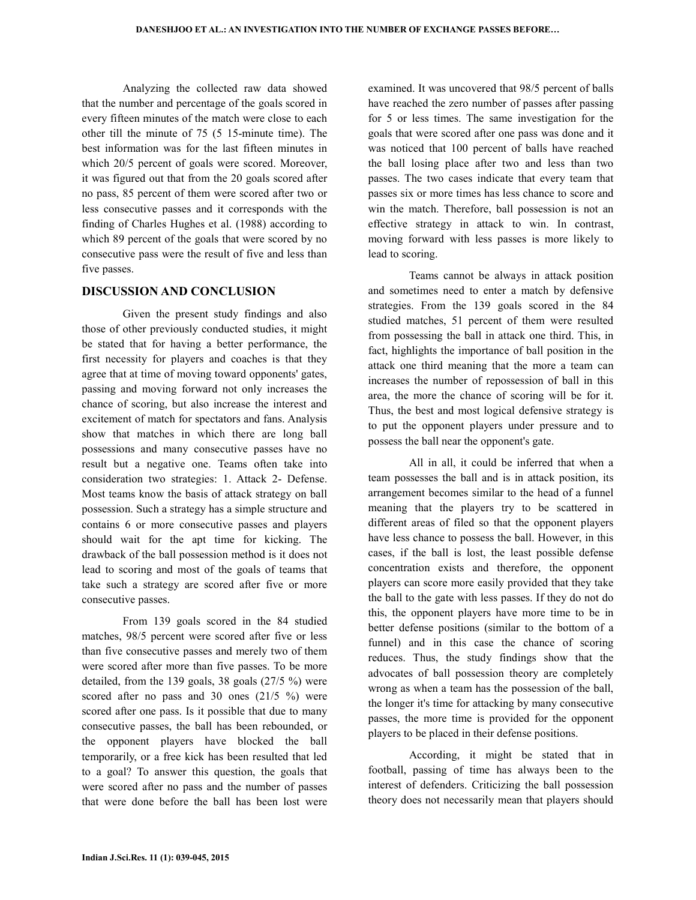Analyzing the collected raw data showed that the number and percentage of the goals scored in every fifteen minutes of the match were close to each other till the minute of 75 (5 15-minute time). The best information was for the last fifteen minutes in which 20/5 percent of goals were scored. Moreover, it was figured out that from the 20 goals scored after no pass, 85 percent of them were scored after two or less consecutive passes and it corresponds with the finding of Charles Hughes et al. (1988) according to which 89 percent of the goals that were scored by no consecutive pass were the result of five and less than five passes.

## DISCUSSION AND CONCLUSION

Given the present study findings and also those of other previously conducted studies, it might be stated that for having a better performance, the first necessity for players and coaches is that they agree that at time of moving toward opponents' gates, passing and moving forward not only increases the chance of scoring, but also increase the interest and excitement of match for spectators and fans. Analysis show that matches in which there are long ball possessions and many consecutive passes have no result but a negative one. Teams often take into consideration two strategies: 1. Attack 2- Defense. Most teams know the basis of attack strategy on ball possession. Such a strategy has a simple structure and contains 6 or more consecutive passes and players should wait for the apt time for kicking. The drawback of the ball possession method is it does not lead to scoring and most of the goals of teams that take such a strategy are scored after five or more consecutive passes.

From 139 goals scored in the 84 studied matches, 98/5 percent were scored after five or less than five consecutive passes and merely two of them were scored after more than five passes. To be more detailed, from the 139 goals, 38 goals (27/5 %) were scored after no pass and 30 ones (21/5 %) were scored after one pass. Is it possible that due to many consecutive passes, the ball has been rebounded, or the opponent players have blocked the ball temporarily, or a free kick has been resulted that led to a goal? To answer this question, the goals that were scored after no pass and the number of passes that were done before the ball has been lost were examined. It was uncovered that 98/5 percent of balls have reached the zero number of passes after passing for 5 or less times. The same investigation for the goals that were scored after one pass was done and it was noticed that 100 percent of balls have reached the ball losing place after two and less than two passes. The two cases indicate that every team that passes six or more times has less chance to score and win the match. Therefore, ball possession is not an effective strategy in attack to win. In contrast, moving forward with less passes is more likely to lead to scoring.

Teams cannot be always in attack position and sometimes need to enter a match by defensive strategies. From the 139 goals scored in the 84 studied matches, 51 percent of them were resulted from possessing the ball in attack one third. This, in fact, highlights the importance of ball position in the attack one third meaning that the more a team can increases the number of repossession of ball in this area, the more the chance of scoring will be for it. Thus, the best and most logical defensive strategy is to put the opponent players under pressure and to possess the ball near the opponent's gate.

All in all, it could be inferred that when a team possesses the ball and is in attack position, its arrangement becomes similar to the head of a funnel meaning that the players try to be scattered in different areas of filed so that the opponent players have less chance to possess the ball. However, in this cases, if the ball is lost, the least possible defense concentration exists and therefore, the opponent players can score more easily provided that they take the ball to the gate with less passes. If they do not do this, the opponent players have more time to be in better defense positions (similar to the bottom of a funnel) and in this case the chance of scoring reduces. Thus, the study findings show that the advocates of ball possession theory are completely wrong as when a team has the possession of the ball, the longer it's time for attacking by many consecutive passes, the more time is provided for the opponent players to be placed in their defense positions.

According, it might be stated that in football, passing of time has always been to the interest of defenders. Criticizing the ball possession theory does not necessarily mean that players should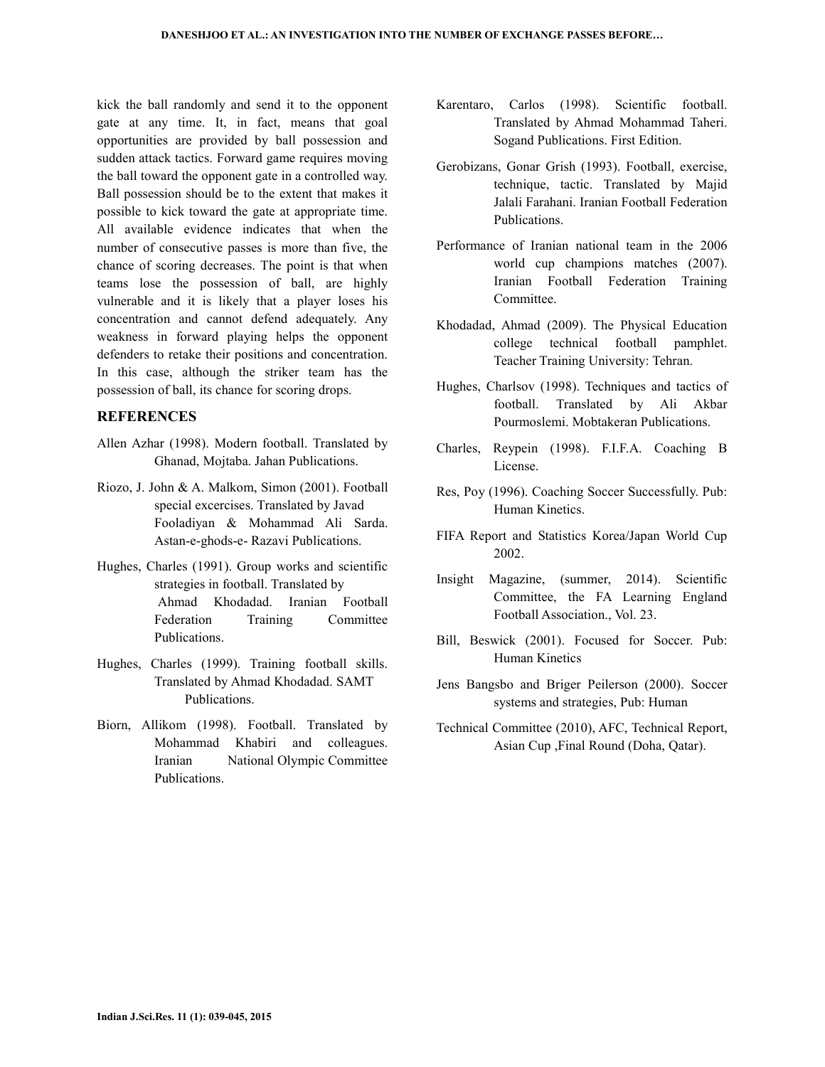kick the ball randomly and send it to the opponent gate at any time. It, in fact, means that goal opportunities are provided by ball possession and sudden attack tactics. Forward game requires moving the ball toward the opponent gate in a controlled way. Ball possession should be to the extent that makes it possible to kick toward the gate at appropriate time. All available evidence indicates that when the number of consecutive passes is more than five, the chance of scoring decreases. The point is that when teams lose the possession of ball, are highly vulnerable and it is likely that a player loses his concentration and cannot defend adequately. Any weakness in forward playing helps the opponent defenders to retake their positions and concentration. In this case, although the striker team has the possession of ball, its chance for scoring drops.

## REFERENCES

Allen Azhar (1998). Modern football. Translated by Ghanad, Mojtaba. Jahan Publications.

Riozo, J. John & A. Malkom, Simon (2001). Football special excercises. Translated by Javad Fooladiyan & Mohammad Ali Sarda. Astan-e-ghods-e- Razavi Publications.

Hughes, Charles (1991). Group works and scientific strategies in football. Translated by Ahmad Khodadad. Iranian Football Federation Training Committee Publications.

Hughes, Charles (1999). Training football skills. Translated by Ahmad Khodadad. SAMT Publications.

Biorn, Allikom (1998). Football. Translated by Mohammad Khabiri and colleagues. Iranian National Olympic Committee Publications.

Karentaro, Carlos (1998). Scientific football. Translated by Ahmad Mohammad Taheri. Sogand Publications. First Edition.

Gerobizans, Gonar Grish (1993). Football, exercise, technique, tactic. Translated by Majid Jalali Farahani. Iranian Football Federation Publications.

Performance of Iranian national team in the 2006 world cup champions matches (2007). Iranian Football Federation Training Committee.

Khodadad, Ahmad (2009). The Physical Education college technical football pamphlet. Teacher Training University: Tehran.

Hughes, Charlsov (1998). Techniques and tactics of football. Translated by Ali Akbar Pourmoslemi. Mobtakeran Publications.

Charles, Reypein (1998). F.I.F.A. Coaching B License.

Res, Poy (1996). Coaching Soccer Successfully. Pub: Human Kinetics.

FIFA Report and Statistics Korea/Japan World Cup 2002.

Insight Magazine, (summer, 2014). Scientific Committee, the FA Learning England Football Association., Vol. 23.

Bill, Beswick (2001). Focused for Soccer. Pub: Human Kinetics

Jens Bangsbo and Briger Peilerson (2000). Soccer systems and strategies, Pub: Human

Technical Committee (2010), AFC, Technical Report, Asian Cup ,Final Round (Doha, Qatar).